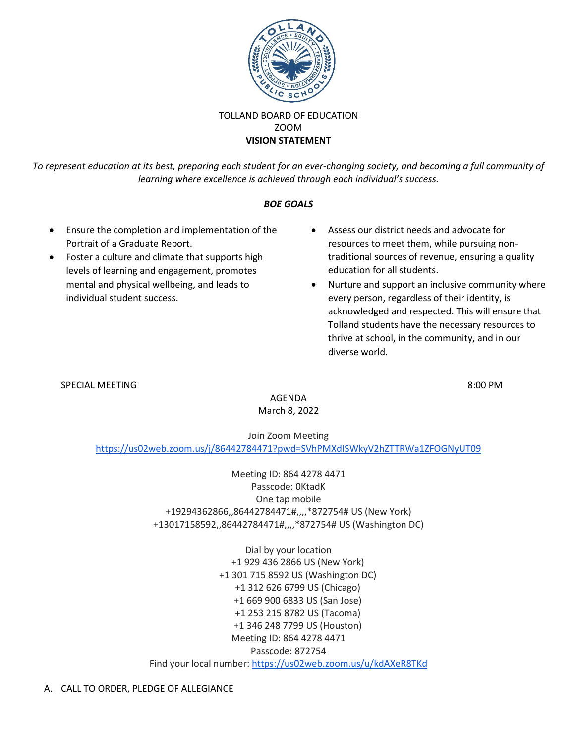TOLLAND BOARD OF EDUCATION
ZOOM
**VISION STATEMENT**

*To represent education at its best, preparing each student for an ever-changing society, and becoming a full community of learning where excellence is achieved through each individual's success.*

***BOE GOALS***

- Ensure the completion and implementation of the Portrait of a Graduate Report.
- Foster a culture and climate that supports high levels of learning and engagement, promotes mental and physical wellbeing, and leads to individual student success.
- Assess our district needs and advocate for resources to meet them, while pursuing non-traditional sources of revenue, ensuring a quality education for all students.
- Nurture and support an inclusive community where every person, regardless of their identity, is acknowledged and respected. This will ensure that Tolland students have the necessary resources to thrive at school, in the community, and in our diverse world.

SPECIAL MEETING 8:00 PM

AGENDA
March 8, 2022

Join Zoom Meeting
https://us02web.zoom.us/j/86442784471?pwd=SVhPMXdISWkyV2hZTTRWa1ZFOGNyUT09

Meeting ID: 864 4278 4471
Passcode: 0KtadK
One tap mobile
+19294362866,,86442784471#,,,,*872754# US (New York)
+13017158592,,86442784471#,,,,*872754# US (Washington DC)

Dial by your location
+1 929 436 2866 US (New York)
+1 301 715 8592 US (Washington DC)
+1 312 626 6799 US (Chicago)
+1 669 900 6833 US (San Jose)
+1 253 215 8782 US (Tacoma)
+1 346 248 7799 US (Houston)
Meeting ID: 864 4278 4471
Passcode: 872754
Find your local number: https://us02web.zoom.us/u/kdAXeR8TKd

A. CALL TO ORDER, PLEDGE OF ALLEGIANCE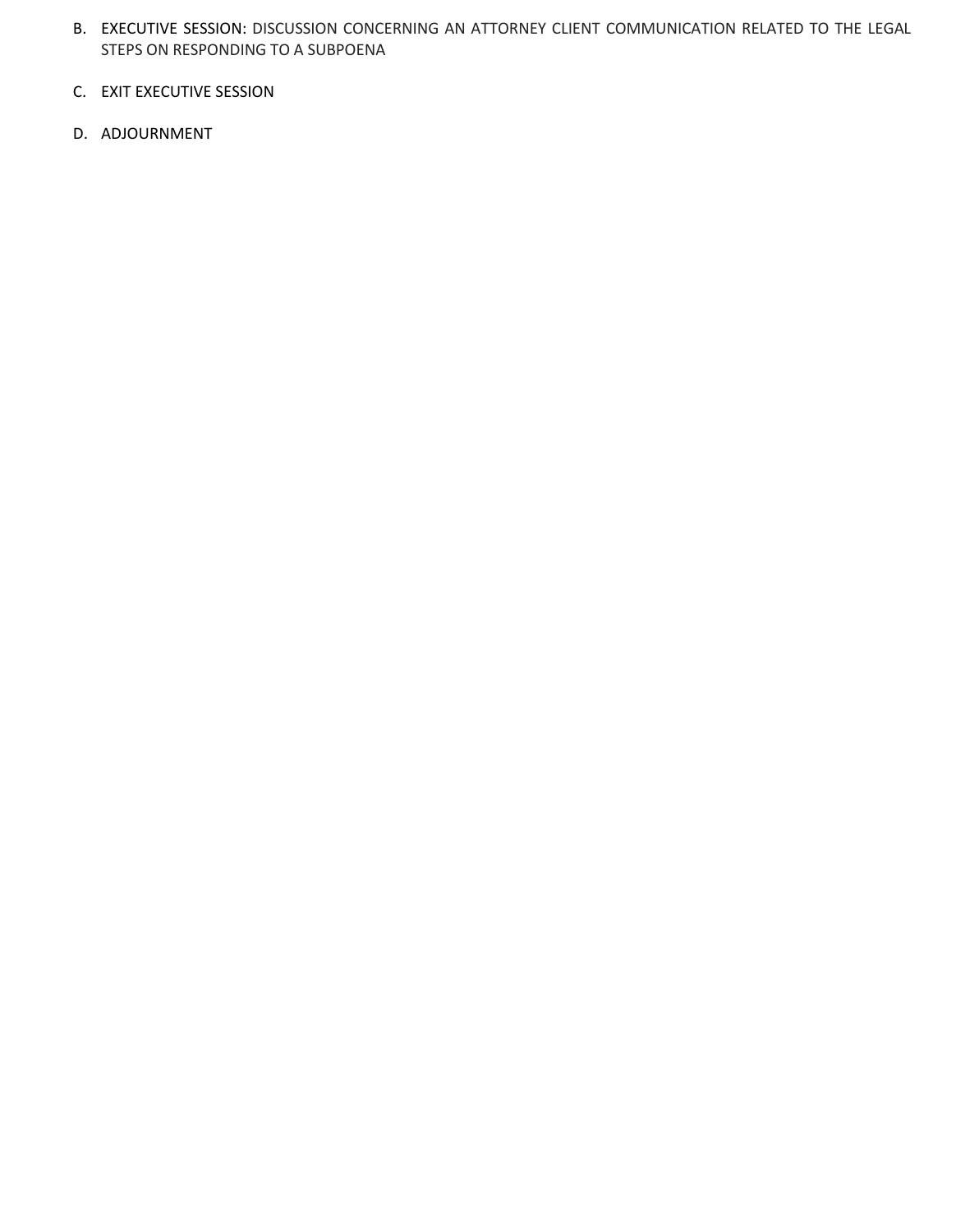B. EXECUTIVE SESSION: DISCUSSION CONCERNING AN ATTORNEY CLIENT COMMUNICATION RELATED TO THE LEGAL STEPS ON RESPONDING TO A SUBPOENA

C. EXIT EXECUTIVE SESSION

D. ADJOURNMENT